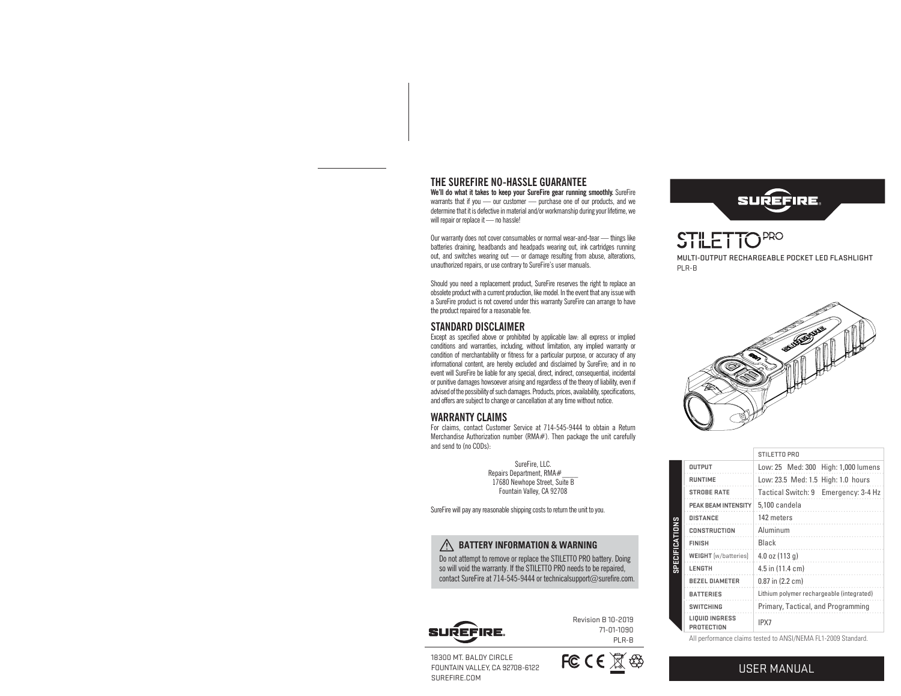## THE SUREFIRE NO-HASSLE GUARANTEE

**We'll do what it takes to keep your SureFire gear running smoothly.** SureFire warrants that if you — our customer — purchase one of our products, and we determine that it is defective in material and/or workmanship during your lifetime, we will repair or replace it — no hassle!

Our warranty does not cover consumables or normal wear-and-tear — things like batteries draining, headbands and headpads wearing out, ink cartridges running out, and switches wearing out — or damage resulting from abuse, alterations, unauthorized repairs, or use contrary to SureFire's user manuals.

Should you need a replacement product, SureFire reserves the right to replace an obsolete product with a current production, like model. In the event that any issue with a SureFire product is not covered under this warranty SureFire can arrange to have the product repaired for a reasonable fee.

## STANDARD DISCLAIMER

Except as specified above or prohibited by applicable law: all express or implied conditions and warranties, including, without limitation, any implied warranty or condition of merchantability or fitness for a particular purpose, or accuracy of any informational content, are hereby excluded and disclaimed by SureFire; and in no event will SureFire be liable for any special, direct, indirect, consequential, incidental or punitive damages howsoever arising and regardless of the theory of liability, even if advised of the possibility of such damages. Products, prices, availability, specifications, and offers are subject to change or cancellation at any time without notice.

## WARRANTY CLAIMS

For claims, contact Customer Service at 714-545-9444 to obtain a Return Merchandise Authorization number (RMA#). Then package the unit carefully and send to (no CODs):

SureFire, LLC.
Repairs Department, RMA# ____
17680 Newhope Street, Suite B
Fountain Valley, CA 92708

SureFire will pay any reasonable shipping costs to return the unit to you.

### ⚠ BATTERY INFORMATION & WARNING

Do not attempt to remove or replace the STILETTO PRO battery. Doing so will void the warranty. If the STILETTO PRO needs to be repaired, contact SureFire at 714-545-9444 or technicalsupport@surefire.com.

SUREFIRE.

Revision B 10-2019
71-01-1090
PLR-B

18300 MT. BALDY CIRCLE
FOUNTAIN VALLEY, CA 92708-6122
SUREFIRE.COM

---

SUREFIRE.

# STILETTO PRO

MULTI-OUTPUT RECHARGEABLE POCKET LED FLASHLIGHT
PLR-B

**SPECIFICATIONS**

| | STILETTO PRO |
|---|---|
| OUTPUT | Low: 25 Med: 300 High: 1,000 lumens |
| RUNTIME | Low: 23.5 Med: 1.5 High: 1.0 hours |
| STROBE RATE | Tactical Switch: 9 Emergency: 3-4 Hz |
| PEAK BEAM INTENSITY | 5,100 candela |
| DISTANCE | 142 meters |
| CONSTRUCTION | Aluminum |
| FINISH | Black |
| WEIGHT (w/batteries) | 4.0 oz (113 g) |
| LENGTH | 4.5 in (11.4 cm) |
| BEZEL DIAMETER | 0.87 in (2.2 cm) |
| BATTERIES | Lithium polymer rechargeable (integrated) |
| SWITCHING | Primary, Tactical, and Programming |
| LIQUID INGRESS PROTECTION | IPX7 |

All performance claims tested to ANSI/NEMA FL1-2009 Standard.

USER MANUAL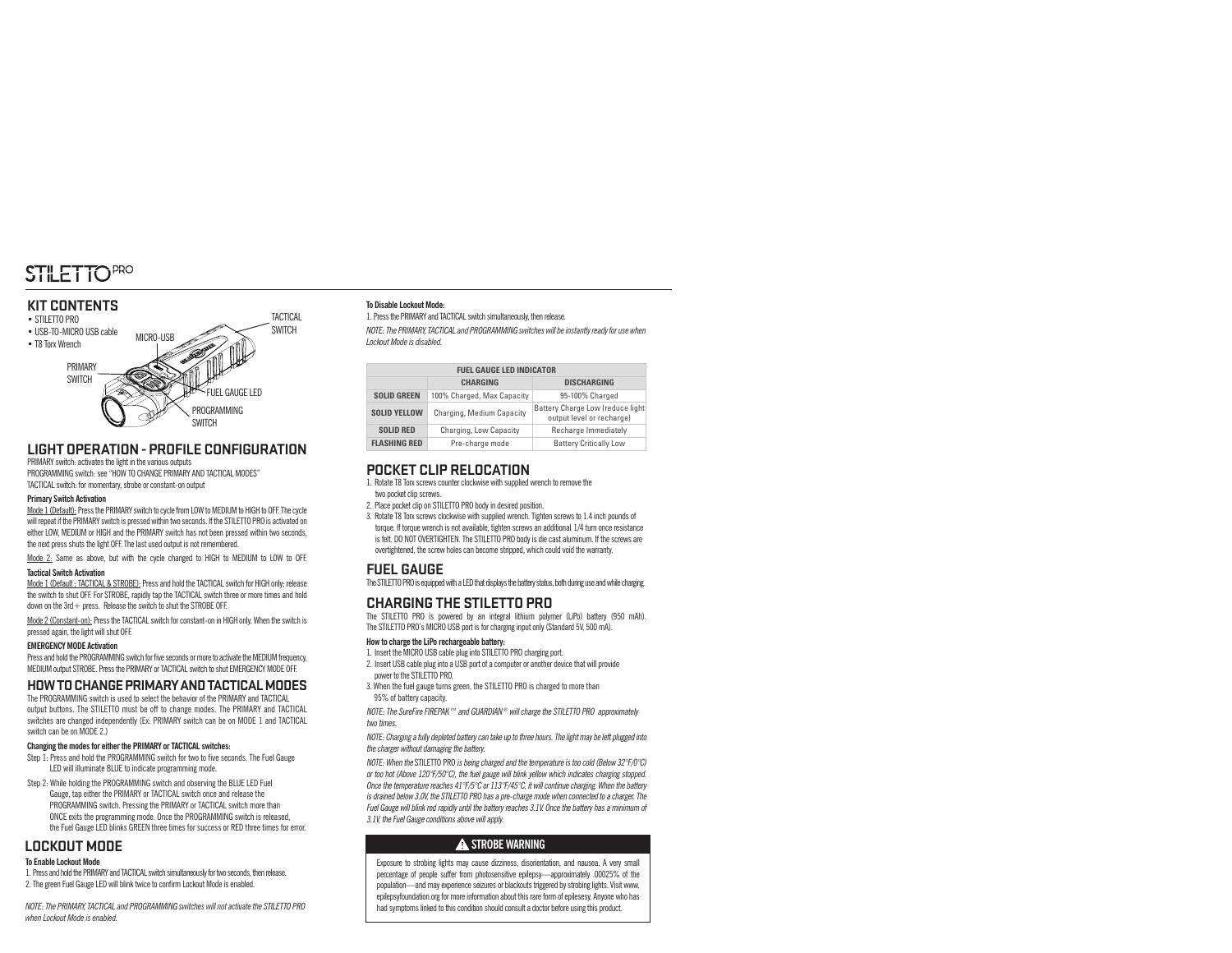# STILETTO PRO

## KIT CONTENTS

- STILETTO PRO
- USB-TO-MICRO USB cable
- T8 Torx Wrench

MICRO-USB

TACTICAL SWITCH

PRIMARY SWITCH

FUEL GAUGE LED

PROGRAMMING SWITCH

## LIGHT OPERATION - PROFILE CONFIGURATION

PRIMARY switch: activates the light in the various outputs
PROGRAMMING switch: see "HOW TO CHANGE PRIMARY AND TACTICAL MODES"
TACTICAL switch: for momentary, strobe or constant-on output

**Primary Switch Activation**

Mode 1 (Default): Press the PRIMARY switch to cycle from LOW to MEDIUM to HIGH to OFF. The cycle will repeat if the PRIMARY switch is pressed within two seconds. If the STILETTO PRO is activated on either LOW, MEDIUM or HIGH and the PRIMARY switch has not been pressed within two seconds, the next press shuts the light OFF. The last used output is not remembered.

Mode 2: Same as above, but with the cycle changed to HIGH to MEDIUM to LOW to OFF.

**Tactical Switch Activation**

Mode 1 (Default : TACTICAL & STROBE): Press and hold the TACTICAL switch for HIGH only; release the switch to shut OFF. For STROBE, rapidly tap the TACTICAL switch three or more times and hold down on the 3rd+ press. Release the switch to shut the STROBE OFF.

Mode 2 (Constant-on): Press the TACTICAL switch for constant-on in HIGH only. When the switch is pressed again, the light will shut OFF.

**EMERGENCY MODE Activation**

Press and hold the PROGRAMMING switch for five seconds or more to activate the MEDIUM frequency, MEDIUM output STROBE. Press the PRIMARY or TACTICAL switch to shut EMERGENCY MODE OFF.

## HOW TO CHANGE PRIMARY AND TACTICAL MODES

The PROGRAMMING switch is used to select the behavior of the PRIMARY and TACTICAL output buttons. The STILETTO must be off to change modes. The PRIMARY and TACTICAL switches are changed independently (Ex: PRIMARY switch can be on MODE 1 and TACTICAL switch can be on MODE 2.)

**Changing the modes for either the PRIMARY or TACTICAL switches:**

Step 1: Press and hold the PROGRAMMING switch for two to five seconds. The Fuel Gauge LED will illuminate BLUE to indicate programming mode.

Step 2: While holding the PROGRAMMING switch and observing the BLUE LED Fuel Gauge, tap either the PRIMARY or TACTICAL switch once and release the PROGRAMMING switch. Pressing the PRIMARY or TACTICAL switch more than ONCE exits the programming mode. Once the PROGRAMMING switch is released, the Fuel Gauge LED blinks GREEN three times for success or RED three times for error.

## LOCKOUT MODE

**To Enable Lockout Mode**

1. Press and hold the PRIMARY and TACTICAL switch simultaneously for two seconds, then release.
2. The green Fuel Gauge LED will blink twice to confirm Lockout Mode is enabled.

*NOTE: The PRIMARY, TACTICAL and PROGRAMMING switches will not activate the STILETTO PRO when Lockout Mode is enabled.*

**To Disable Lockout Mode:**

1. Press the PRIMARY and TACTICAL switch simultaneously, then release.

*NOTE: The PRIMARY, TACTICAL and PROGRAMMING switches will be instantly ready for use when Lockout Mode is disabled.*

| FUEL GAUGE LED INDICATOR | | |
|---|---|---|
| | **CHARGING** | **DISCHARGING** |
| **SOLID GREEN** | 100% Charged, Max Capacity | 95-100% Charged |
| **SOLID YELLOW** | Charging, Medium Capacity | Battery Charge Low (reduce light output level or recharge) |
| **SOLID RED** | Charging, Low Capacity | Recharge Immediately |
| **FLASHING RED** | Pre-charge mode | Battery Critically Low |

## POCKET CLIP RELOCATION

1. Rotate T8 Torx screws counter clockwise with supplied wrench to remove the two pocket clip screws.
2. Place pocket clip on STILETTO PRO body in desired position.
3. Rotate T8 Torx screws clockwise with supplied wrench. Tighten screws to 1.4 inch pounds of torque. If torque wrench is not available, tighten screws an additional 1/4 turn once resistance is felt. DO NOT OVERTIGHTEN. The STILETTO PRO body is die cast aluminum. If the screws are overtightened, the screw holes can become stripped, which could void the warranty.

## FUEL GAUGE

The STILETTO PRO is equipped with a LED that displays the battery status, both during use and while charging.

## CHARGING THE STILETTO PRO

The STILETTO PRO is powered by an integral lithium polymer (LiPo) battery (950 mAh). The STILETTO PRO's MICRO USB port is for charging input only (Standard 5V, 500 mA).

**How to charge the LiPo rechargeable battery:**

1. Insert the MICRO USB cable plug into STILETTO PRO charging port.
2. Insert USB cable plug into a USB port of a computer or another device that will provide power to the STILETTO PRO.
3. When the fuel gauge turns green, the STILETTO PRO is charged to more than 95% of battery capacity.

*NOTE: The SureFire FIREPAK™ and GUARDIAN® will charge the STILETTO PRO approximately two times.*

*NOTE: Charging a fully depleted battery can take up to three hours. The light may be left plugged into the charger without damaging the battery.*

*NOTE: When the STILETTO PRO is being charged and the temperature is too cold (Below 32°F/0°C) or too hot (Above 120°F/50°C), the fuel gauge will blink yellow which indicates charging stopped. Once the temperature reaches 41°F/5°C or 113°F/45°C, it will continue charging. When the battery is drained below 3.0V, the STILETTO PRO has a pre-charge mode when connected to a charger. The Fuel Gauge will blink red rapidly until the battery reaches 3.1V. Once the battery has a minimum of 3.1V, the Fuel Gauge conditions above will apply.*

## ⚠ STROBE WARNING

Exposure to strobing lights may cause dizziness, disorientation, and nausea. A very small percentage of people suffer from photosensitive epilepsy—approximately .00025% of the population—and may experience seizures or blackouts triggered by strobing lights. Visit www.epilepsyfoundation.org for more information about this rare form of epilesy. Anyone who has had symptoms linked to this condition should consult a doctor before using this product.